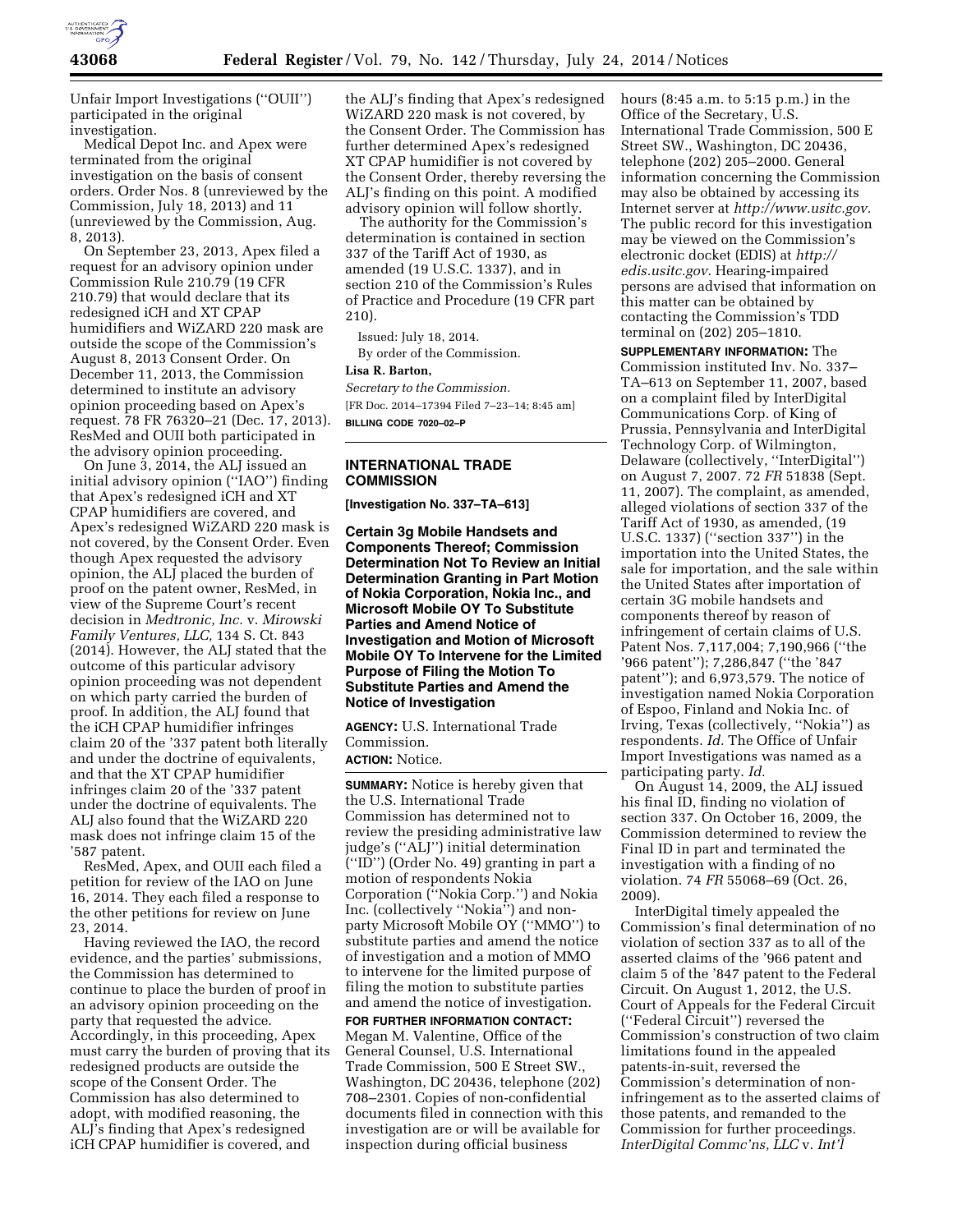Unfair Import Investigations ("OUII") participated in the original investigation.

Medical Depot Inc. and Apex were terminated from the original investigation on the basis of consent orders. Order Nos. 8 (unreviewed by the Commission, July 18, 2013) and 11 (unreviewed by the Commission, Aug. 8, 2013).

On September 23, 2013, Apex filed a request for an advisory opinion under Commission Rule 210.79 (19 CFR 210.79) that would declare that its redesigned iCH and XT CPAP humidifiers and WiZARD 220 mask are outside the scope of the Commission's August 8, 2013 Consent Order. On December 11, 2013, the Commission determined to institute an advisory opinion proceeding based on Apex's request. 78 FR 76320–21 (Dec. 17, 2013). ResMed and OUII both participated in the advisory opinion proceeding.

On June 3, 2014, the ALJ issued an initial advisory opinion ("IAO") finding that Apex's redesigned iCH and XT CPAP humidifiers are covered, and Apex's redesigned WiZARD 220 mask is not covered, by the Consent Order. Even though Apex requested the advisory opinion, the ALJ placed the burden of proof on the patent owner, ResMed, in view of the Supreme Court's recent decision in *Medtronic, Inc.* v. *Mirowski Family Ventures, LLC,* 134 S. Ct. 843 (2014). However, the ALJ stated that the outcome of this particular advisory opinion proceeding was not dependent on which party carried the burden of proof. In addition, the ALJ found that the iCH CPAP humidifier infringes claim 20 of the '337 patent both literally and under the doctrine of equivalents, and that the XT CPAP humidifier infringes claim 20 of the '337 patent under the doctrine of equivalents. The ALJ also found that the WiZARD 220 mask does not infringe claim 15 of the '587 patent.

ResMed, Apex, and OUII each filed a petition for review of the IAO on June 16, 2014. They each filed a response to the other petitions for review on June 23, 2014.

Having reviewed the IAO, the record evidence, and the parties' submissions, the Commission has determined to continue to place the burden of proof in an advisory opinion proceeding on the party that requested the advice. Accordingly, in this proceeding, Apex must carry the burden of proving that its redesigned products are outside the scope of the Consent Order. The Commission has also determined to adopt, with modified reasoning, the ALJ's finding that Apex's redesigned iCH CPAP humidifier is covered, and the ALJ's finding that Apex's redesigned WiZARD 220 mask is not covered, by the Consent Order. The Commission has further determined Apex's redesigned XT CPAP humidifier is not covered by the Consent Order, thereby reversing the ALJ's finding on this point. A modified advisory opinion will follow shortly.

The authority for the Commission's determination is contained in section 337 of the Tariff Act of 1930, as amended (19 U.S.C. 1337), and in section 210 of the Commission's Rules of Practice and Procedure (19 CFR part 210).

Issued: July 18, 2014.

By order of the Commission.

**Lisa R. Barton,**

*Secretary to the Commission.*

[FR Doc. 2014–17394 Filed 7–23–14; 8:45 am]

**BILLING CODE 7020–02–P**

---

## INTERNATIONAL TRADE COMMISSION

**[Investigation No. 337–TA–613]**

### Certain 3g Mobile Handsets and Components Thereof; Commission Determination Not To Review an Initial Determination Granting in Part Motion of Nokia Corporation, Nokia Inc., and Microsoft Mobile OY To Substitute Parties and Amend Notice of Investigation and Motion of Microsoft Mobile OY To Intervene for the Limited Purpose of Filing the Motion To Substitute Parties and Amend the Notice of Investigation

**AGENCY:** U.S. International Trade Commission.

**ACTION:** Notice.

**SUMMARY:** Notice is hereby given that the U.S. International Trade Commission has determined not to review the presiding administrative law judge's ("ALJ") initial determination ("ID") (Order No. 49) granting in part a motion of respondents Nokia Corporation ("Nokia Corp.") and Nokia Inc. (collectively "Nokia") and non-party Microsoft Mobile OY ("MMO") to substitute parties and amend the notice of investigation and a motion of MMO to intervene for the limited purpose of filing the motion to substitute parties and amend the notice of investigation.

**FOR FURTHER INFORMATION CONTACT:** Megan M. Valentine, Office of the General Counsel, U.S. International Trade Commission, 500 E Street SW., Washington, DC 20436, telephone (202) 708–2301. Copies of non-confidential documents filed in connection with this investigation are or will be available for inspection during official business hours (8:45 a.m. to 5:15 p.m.) in the Office of the Secretary, U.S. International Trade Commission, 500 E Street SW., Washington, DC 20436, telephone (202) 205–2000. General information concerning the Commission may also be obtained by accessing its Internet server at *http://www.usitc.gov.* The public record for this investigation may be viewed on the Commission's electronic docket (EDIS) at *http://edis.usitc.gov.* Hearing-impaired persons are advised that information on this matter can be obtained by contacting the Commission's TDD terminal on (202) 205–1810.

**SUPPLEMENTARY INFORMATION:** The Commission instituted Inv. No. 337–TA–613 on September 11, 2007, based on a complaint filed by InterDigital Communications Corp. of King of Prussia, Pennsylvania and InterDigital Technology Corp. of Wilmington, Delaware (collectively, "InterDigital") on August 7, 2007. 72 *FR* 51838 (Sept. 11, 2007). The complaint, as amended, alleged violations of section 337 of the Tariff Act of 1930, as amended, (19 U.S.C. 1337) ("section 337") in the importation into the United States, the sale for importation, and the sale within the United States after importation of certain 3G mobile handsets and components thereof by reason of infringement of certain claims of U.S. Patent Nos. 7,117,004; 7,190,966 ("the '966 patent"); 7,286,847 ("the '847 patent"); and 6,973,579. The notice of investigation named Nokia Corporation of Espoo, Finland and Nokia Inc. of Irving, Texas (collectively, "Nokia") as respondents. *Id.* The Office of Unfair Import Investigations was named as a participating party. *Id.*

On August 14, 2009, the ALJ issued his final ID, finding no violation of section 337. On October 16, 2009, the Commission determined to review the Final ID in part and terminated the investigation with a finding of no violation. 74 *FR* 55068–69 (Oct. 26, 2009).

InterDigital timely appealed the Commission's final determination of no violation of section 337 as to all of the asserted claims of the '966 patent and claim 5 of the '847 patent to the Federal Circuit. On August 1, 2012, the U.S. Court of Appeals for the Federal Circuit ("Federal Circuit") reversed the Commission's construction of two claim limitations found in the appealed patents-in-suit, reversed the Commission's determination of non-infringement as to the asserted claims of those patents, and remanded to the Commission for further proceedings. *InterDigital Commc'ns, LLC* v. *Int'l*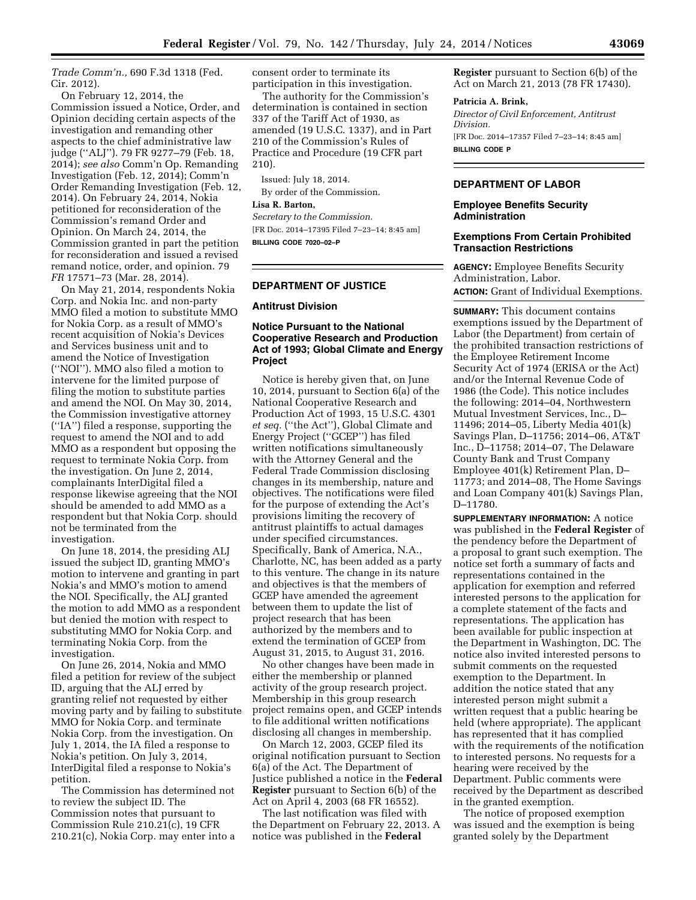*Trade Comm'n.,* 690 F.3d 1318 (Fed. Cir. 2012).

On February 12, 2014, the Commission issued a Notice, Order, and Opinion deciding certain aspects of the investigation and remanding other aspects to the chief administrative law judge (''ALJ''). 79 FR 9277–79 (Feb. 18, 2014); *see also* Comm'n Op. Remanding Investigation (Feb. 12, 2014); Comm'n Order Remanding Investigation (Feb. 12, 2014). On February 24, 2014, Nokia petitioned for reconsideration of the Commission's remand Order and Opinion. On March 24, 2014, the Commission granted in part the petition for reconsideration and issued a revised remand notice, order, and opinion. 79 *FR* 17571–73 (Mar. 28, 2014).

On May 21, 2014, respondents Nokia Corp. and Nokia Inc. and non-party MMO filed a motion to substitute MMO for Nokia Corp. as a result of MMO's recent acquisition of Nokia's Devices and Services business unit and to amend the Notice of Investigation (''NOI''). MMO also filed a motion to intervene for the limited purpose of filing the motion to substitute parties and amend the NOI. On May 30, 2014, the Commission investigative attorney (''IA'') filed a response, supporting the request to amend the NOI and to add MMO as a respondent but opposing the request to terminate Nokia Corp. from the investigation. On June 2, 2014, complainants InterDigital filed a response likewise agreeing that the NOI should be amended to add MMO as a respondent but that Nokia Corp. should not be terminated from the investigation.

On June 18, 2014, the presiding ALJ issued the subject ID, granting MMO's motion to intervene and granting in part Nokia's and MMO's motion to amend the NOI. Specifically, the ALJ granted the motion to add MMO as a respondent but denied the motion with respect to substituting MMO for Nokia Corp. and terminating Nokia Corp. from the investigation.

On June 26, 2014, Nokia and MMO filed a petition for review of the subject ID, arguing that the ALJ erred by granting relief not requested by either moving party and by failing to substitute MMO for Nokia Corp. and terminate Nokia Corp. from the investigation. On July 1, 2014, the IA filed a response to Nokia's petition. On July 3, 2014, InterDigital filed a response to Nokia's petition.

The Commission has determined not to review the subject ID. The Commission notes that pursuant to Commission Rule 210.21(c), 19 CFR 210.21(c), Nokia Corp. may enter into a consent order to terminate its participation in this investigation.

The authority for the Commission's determination is contained in section 337 of the Tariff Act of 1930, as amended (19 U.S.C. 1337), and in Part 210 of the Commission's Rules of Practice and Procedure (19 CFR part 210).

Issued: July 18, 2014.

By order of the Commission.

**Lisa R. Barton,**

*Secretary to the Commission.*

[FR Doc. 2014–17395 Filed 7–23–14; 8:45 am]

**BILLING CODE 7020–02–P**

## DEPARTMENT OF JUSTICE

### Antitrust Division

### Notice Pursuant to the National Cooperative Research and Production Act of 1993; Global Climate and Energy Project

Notice is hereby given that, on June 10, 2014, pursuant to Section 6(a) of the National Cooperative Research and Production Act of 1993, 15 U.S.C. 4301 *et seq.* (''the Act''), Global Climate and Energy Project (''GCEP'') has filed written notifications simultaneously with the Attorney General and the Federal Trade Commission disclosing changes in its membership, nature and objectives. The notifications were filed for the purpose of extending the Act's provisions limiting the recovery of antitrust plaintiffs to actual damages under specified circumstances. Specifically, Bank of America, N.A., Charlotte, NC, has been added as a party to this venture. The change in its nature and objectives is that the members of GCEP have amended the agreement between them to update the list of project research that has been authorized by the members and to extend the termination of GCEP from August 31, 2015, to August 31, 2016.

No other changes have been made in either the membership or planned activity of the group research project. Membership in this group research project remains open, and GCEP intends to file additional written notifications disclosing all changes in membership.

On March 12, 2003, GCEP filed its original notification pursuant to Section 6(a) of the Act. The Department of Justice published a notice in the **Federal Register** pursuant to Section 6(b) of the Act on April 4, 2003 (68 FR 16552).

The last notification was filed with the Department on February 22, 2013. A notice was published in the **Federal Register** pursuant to Section 6(b) of the Act on March 21, 2013 (78 FR 17430).

**Patricia A. Brink,**

*Director of Civil Enforcement, Antitrust Division.*

[FR Doc. 2014–17357 Filed 7–23–14; 8:45 am]

**BILLING CODE P**

## DEPARTMENT OF LABOR

### Employee Benefits Security Administration

### Exemptions From Certain Prohibited Transaction Restrictions

**AGENCY:** Employee Benefits Security Administration, Labor.

**ACTION:** Grant of Individual Exemptions.

**SUMMARY:** This document contains exemptions issued by the Department of Labor (the Department) from certain of the prohibited transaction restrictions of the Employee Retirement Income Security Act of 1974 (ERISA or the Act) and/or the Internal Revenue Code of 1986 (the Code). This notice includes the following: 2014–04, Northwestern Mutual Investment Services, Inc., D–11496; 2014–05, Liberty Media 401(k) Savings Plan, D–11756; 2014–06, AT&T Inc., D–11758; 2014–07, The Delaware County Bank and Trust Company Employee 401(k) Retirement Plan, D–11773; and 2014–08, The Home Savings and Loan Company 401(k) Savings Plan, D–11780.

**SUPPLEMENTARY INFORMATION:** A notice was published in the **Federal Register** of the pendency before the Department of a proposal to grant such exemption. The notice set forth a summary of facts and representations contained in the application for exemption and referred interested persons to the application for a complete statement of the facts and representations. The application has been available for public inspection at the Department in Washington, DC. The notice also invited interested persons to submit comments on the requested exemption to the Department. In addition the notice stated that any interested person might submit a written request that a public hearing be held (where appropriate). The applicant has represented that it has complied with the requirements of the notification to interested persons. No requests for a hearing were received by the Department. Public comments were received by the Department as described in the granted exemption.

The notice of proposed exemption was issued and the exemption is being granted solely by the Department